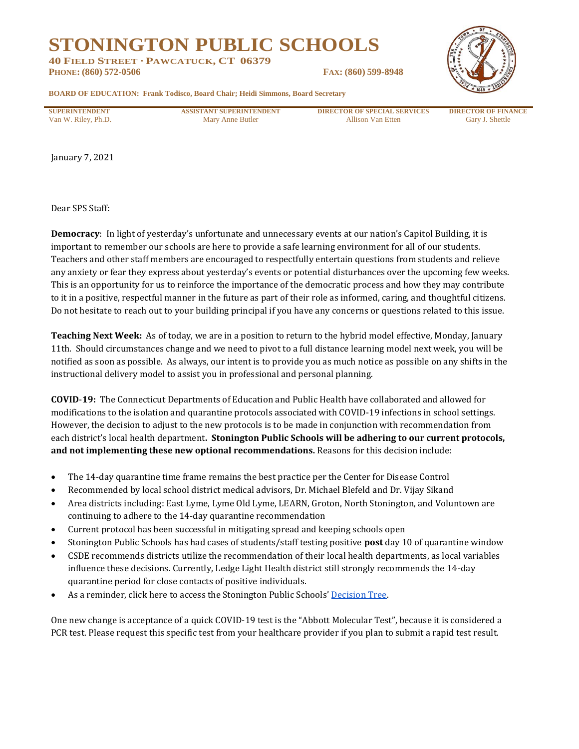# STONINGTON PUBLIC SCHOOLS

**40 FIELD STREET · PAWCATUCK, CT 06379**
**PHONE: (860) 572-0506** **FAX: (860) 599-8948**

**BOARD OF EDUCATION: Frank Todisco, Board Chair; Heidi Simmons, Board Secretary**

| SUPERINTENDENT | ASSISTANT SUPERINTENDENT | DIRECTOR OF SPECIAL SERVICES | DIRECTOR OF FINANCE |
|---|---|---|---|
| Van W. Riley, Ph.D. | Mary Anne Butler | Allison Van Etten | Gary J. Shettle |

January 7, 2021

Dear SPS Staff:

**Democracy**: In light of yesterday's unfortunate and unnecessary events at our nation's Capitol Building, it is important to remember our schools are here to provide a safe learning environment for all of our students. Teachers and other staff members are encouraged to respectfully entertain questions from students and relieve any anxiety or fear they express about yesterday's events or potential disturbances over the upcoming few weeks. This is an opportunity for us to reinforce the importance of the democratic process and how they may contribute to it in a positive, respectful manner in the future as part of their role as informed, caring, and thoughtful citizens. Do not hesitate to reach out to your building principal if you have any concerns or questions related to this issue.

**Teaching Next Week:** As of today, we are in a position to return to the hybrid model effective, Monday, January 11th. Should circumstances change and we need to pivot to a full distance learning model next week, you will be notified as soon as possible. As always, our intent is to provide you as much notice as possible on any shifts in the instructional delivery model to assist you in professional and personal planning.

**COVID-19:** The Connecticut Departments of Education and Public Health have collaborated and allowed for modifications to the isolation and quarantine protocols associated with COVID-19 infections in school settings. However, the decision to adjust to the new protocols is to be made in conjunction with recommendation from each district's local health department**. Stonington Public Schools will be adhering to our current protocols, and not implementing these new optional recommendations.** Reasons for this decision include:

- The 14-day quarantine time frame remains the best practice per the Center for Disease Control
- Recommended by local school district medical advisors, Dr. Michael Blefeld and Dr. Vijay Sikand
- Area districts including: East Lyme, Lyme Old Lyme, LEARN, Groton, North Stonington, and Voluntown are continuing to adhere to the 14-day quarantine recommendation
- Current protocol has been successful in mitigating spread and keeping schools open
- Stonington Public Schools has had cases of students/staff testing positive **post** day 10 of quarantine window
- CSDE recommends districts utilize the recommendation of their local health departments, as local variables influence these decisions. Currently, Ledge Light Health district still strongly recommends the 14-day quarantine period for close contacts of positive individuals.
- As a reminder, click here to access the Stonington Public Schools' Decision Tree.

One new change is acceptance of a quick COVID-19 test is the "Abbott Molecular Test", because it is considered a PCR test. Please request this specific test from your healthcare provider if you plan to submit a rapid test result.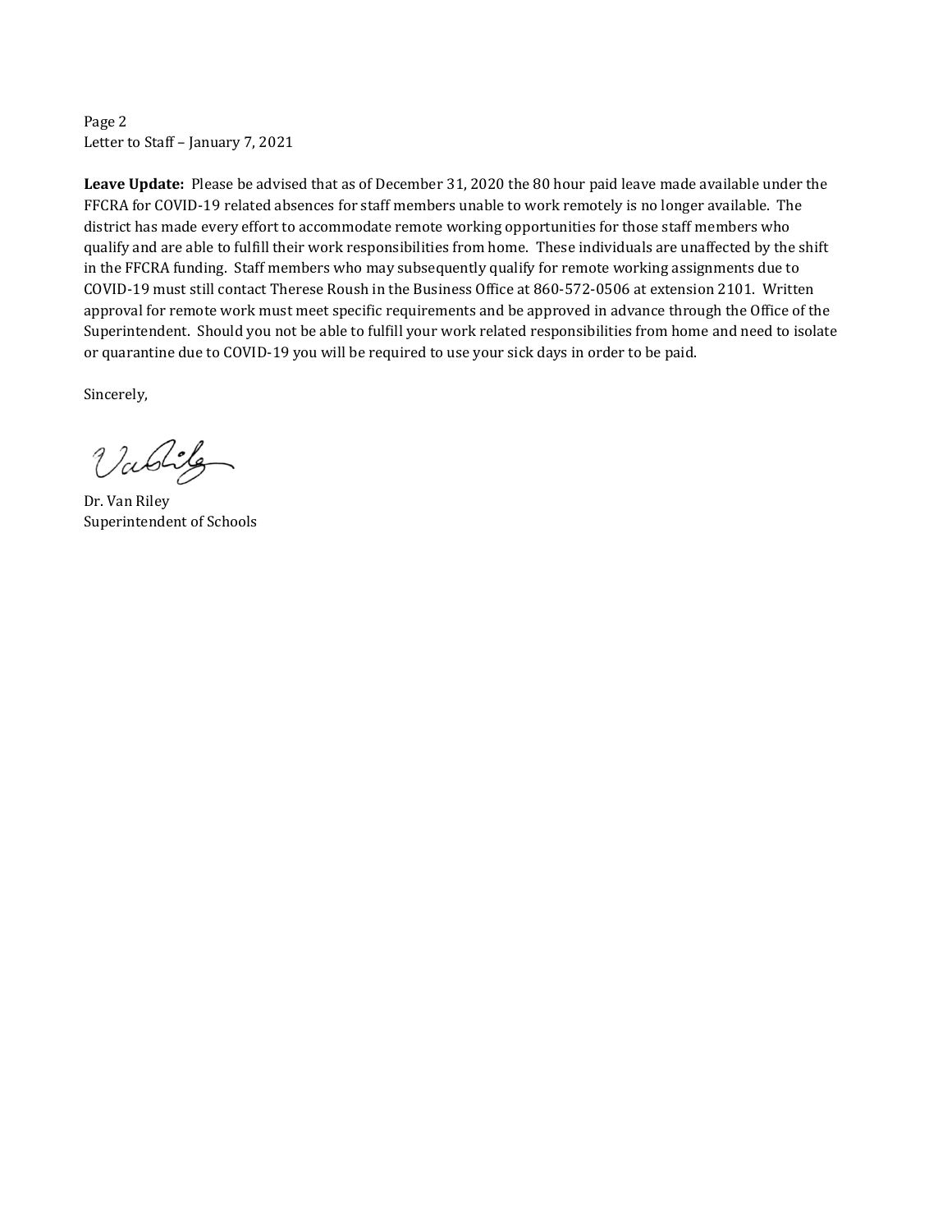**Leave Update:** Please be advised that as of December 31, 2020 the 80 hour paid leave made available under the FFCRA for COVID-19 related absences for staff members unable to work remotely is no longer available. The district has made every effort to accommodate remote working opportunities for those staff members who qualify and are able to fulfill their work responsibilities from home. These individuals are unaffected by the shift in the FFCRA funding. Staff members who may subsequently qualify for remote working assignments due to COVID-19 must still contact Therese Roush in the Business Office at 860-572-0506 at extension 2101. Written approval for remote work must meet specific requirements and be approved in advance through the Office of the Superintendent. Should you not be able to fulfill your work related responsibilities from home and need to isolate or quarantine due to COVID-19 you will be required to use your sick days in order to be paid.

Sincerely,

Dr. Van Riley
Superintendent of Schools